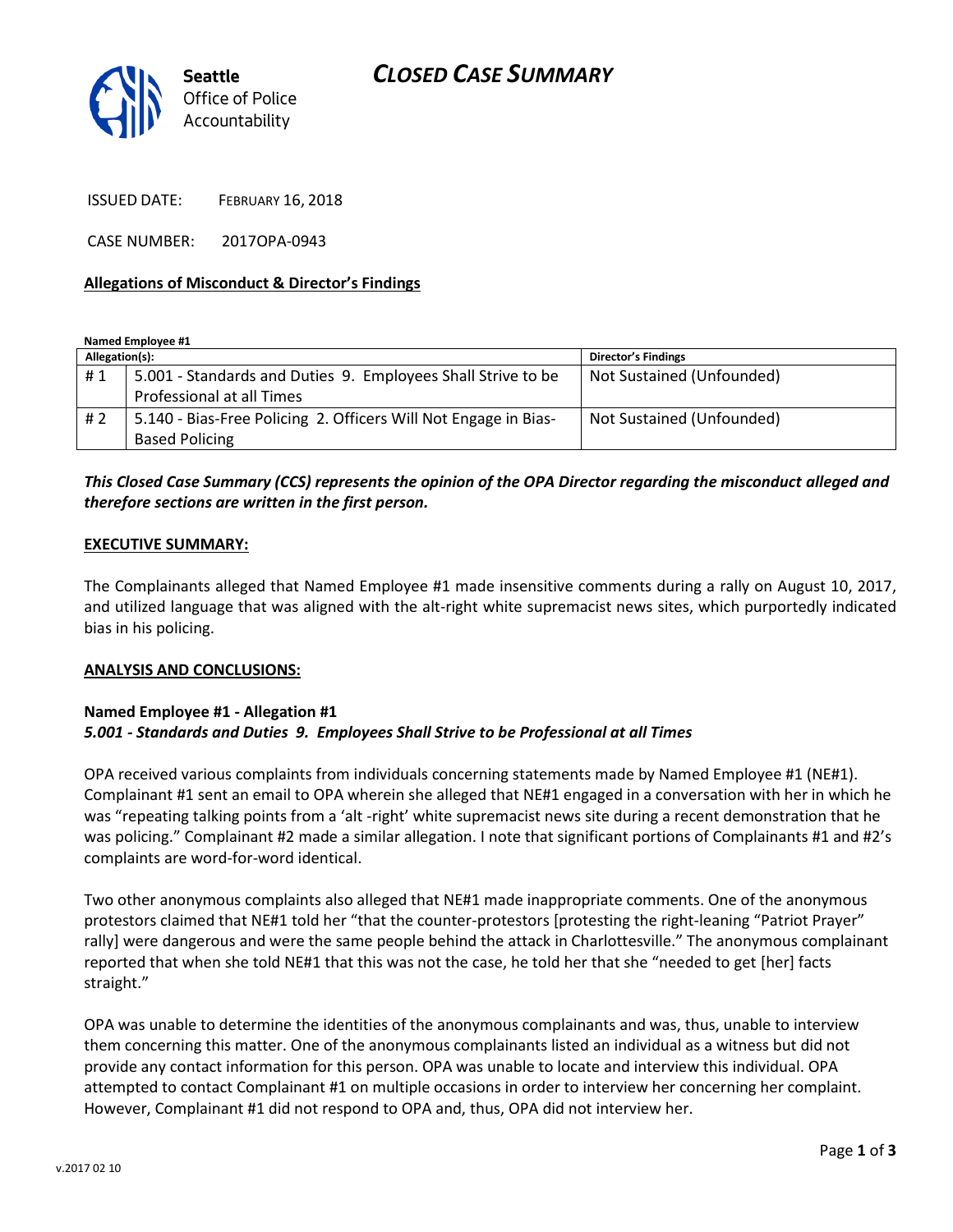# CLOSED CASE SUMMARY

Seattle Office of Police Accountability

ISSUED DATE: FEBRUARY 16, 2018

CASE NUMBER: 2017OPA-0943

**Allegations of Misconduct & Director's Findings**

**Named Employee #1**

| Allegation(s): | | Director's Findings |
|---|---|---|
| # 1 | 5.001 - Standards and Duties 9. Employees Shall Strive to be Professional at all Times | Not Sustained (Unfounded) |
| # 2 | 5.140 - Bias-Free Policing 2. Officers Will Not Engage in Bias-Based Policing | Not Sustained (Unfounded) |

***This Closed Case Summary (CCS) represents the opinion of the OPA Director regarding the misconduct alleged and therefore sections are written in the first person.***

**EXECUTIVE SUMMARY:**

The Complainants alleged that Named Employee #1 made insensitive comments during a rally on August 10, 2017, and utilized language that was aligned with the alt-right white supremacist news sites, which purportedly indicated bias in his policing.

**ANALYSIS AND CONCLUSIONS:**

**Named Employee #1 - Allegation #1**
***5.001 - Standards and Duties 9. Employees Shall Strive to be Professional at all Times***

OPA received various complaints from individuals concerning statements made by Named Employee #1 (NE#1). Complainant #1 sent an email to OPA wherein she alleged that NE#1 engaged in a conversation with her in which he was "repeating talking points from a 'alt -right' white supremacist news site during a recent demonstration that he was policing." Complainant #2 made a similar allegation. I note that significant portions of Complainants #1 and #2's complaints are word-for-word identical.

Two other anonymous complaints also alleged that NE#1 made inappropriate comments. One of the anonymous protestors claimed that NE#1 told her "that the counter-protestors [protesting the right-leaning "Patriot Prayer" rally] were dangerous and were the same people behind the attack in Charlottesville." The anonymous complainant reported that when she told NE#1 that this was not the case, he told her that she "needed to get [her] facts straight."

OPA was unable to determine the identities of the anonymous complainants and was, thus, unable to interview them concerning this matter. One of the anonymous complainants listed an individual as a witness but did not provide any contact information for this person. OPA was unable to locate and interview this individual. OPA attempted to contact Complainant #1 on multiple occasions in order to interview her concerning her complaint. However, Complainant #1 did not respond to OPA and, thus, OPA did not interview her.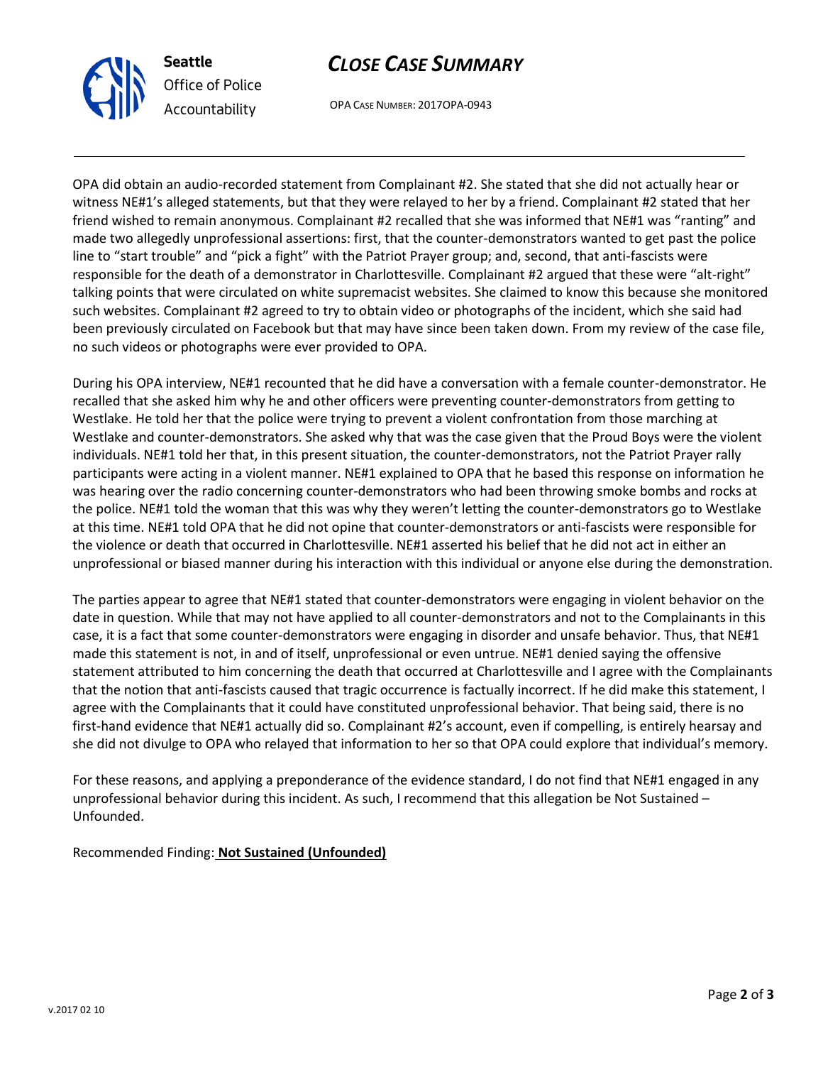OPA did obtain an audio-recorded statement from Complainant #2. She stated that she did not actually hear or witness NE#1's alleged statements, but that they were relayed to her by a friend. Complainant #2 stated that her friend wished to remain anonymous. Complainant #2 recalled that she was informed that NE#1 was "ranting" and made two allegedly unprofessional assertions: first, that the counter-demonstrators wanted to get past the police line to "start trouble" and "pick a fight" with the Patriot Prayer group; and, second, that anti-fascists were responsible for the death of a demonstrator in Charlottesville. Complainant #2 argued that these were "alt-right" talking points that were circulated on white supremacist websites. She claimed to know this because she monitored such websites. Complainant #2 agreed to try to obtain video or photographs of the incident, which she said had been previously circulated on Facebook but that may have since been taken down. From my review of the case file, no such videos or photographs were ever provided to OPA.

During his OPA interview, NE#1 recounted that he did have a conversation with a female counter-demonstrator. He recalled that she asked him why he and other officers were preventing counter-demonstrators from getting to Westlake. He told her that the police were trying to prevent a violent confrontation from those marching at Westlake and counter-demonstrators. She asked why that was the case given that the Proud Boys were the violent individuals. NE#1 told her that, in this present situation, the counter-demonstrators, not the Patriot Prayer rally participants were acting in a violent manner. NE#1 explained to OPA that he based this response on information he was hearing over the radio concerning counter-demonstrators who had been throwing smoke bombs and rocks at the police. NE#1 told the woman that this was why they weren't letting the counter-demonstrators go to Westlake at this time. NE#1 told OPA that he did not opine that counter-demonstrators or anti-fascists were responsible for the violence or death that occurred in Charlottesville. NE#1 asserted his belief that he did not act in either an unprofessional or biased manner during his interaction with this individual or anyone else during the demonstration.

The parties appear to agree that NE#1 stated that counter-demonstrators were engaging in violent behavior on the date in question. While that may not have applied to all counter-demonstrators and not to the Complainants in this case, it is a fact that some counter-demonstrators were engaging in disorder and unsafe behavior. Thus, that NE#1 made this statement is not, in and of itself, unprofessional or even untrue. NE#1 denied saying the offensive statement attributed to him concerning the death that occurred at Charlottesville and I agree with the Complainants that the notion that anti-fascists caused that tragic occurrence is factually incorrect. If he did make this statement, I agree with the Complainants that it could have constituted unprofessional behavior. That being said, there is no first-hand evidence that NE#1 actually did so. Complainant #2's account, even if compelling, is entirely hearsay and she did not divulge to OPA who relayed that information to her so that OPA could explore that individual's memory.

For these reasons, and applying a preponderance of the evidence standard, I do not find that NE#1 engaged in any unprofessional behavior during this incident. As such, I recommend that this allegation be Not Sustained – Unfounded.

Recommended Finding: **Not Sustained (Unfounded)**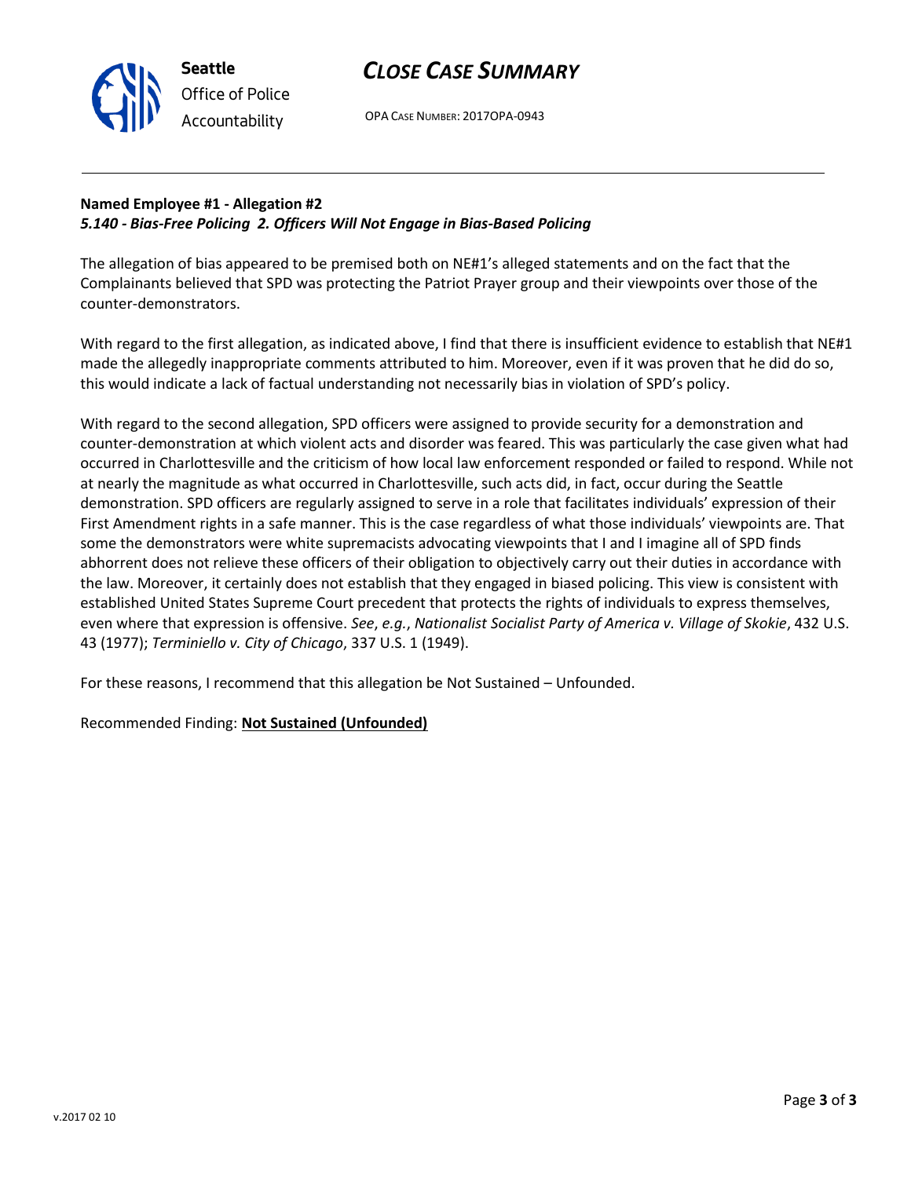**Named Employee #1 - Allegation #2**
***5.140 - Bias-Free Policing 2. Officers Will Not Engage in Bias-Based Policing***

The allegation of bias appeared to be premised both on NE#1's alleged statements and on the fact that the Complainants believed that SPD was protecting the Patriot Prayer group and their viewpoints over those of the counter-demonstrators.

With regard to the first allegation, as indicated above, I find that there is insufficient evidence to establish that NE#1 made the allegedly inappropriate comments attributed to him. Moreover, even if it was proven that he did do so, this would indicate a lack of factual understanding not necessarily bias in violation of SPD's policy.

With regard to the second allegation, SPD officers were assigned to provide security for a demonstration and counter-demonstration at which violent acts and disorder was feared. This was particularly the case given what had occurred in Charlottesville and the criticism of how local law enforcement responded or failed to respond. While not at nearly the magnitude as what occurred in Charlottesville, such acts did, in fact, occur during the Seattle demonstration. SPD officers are regularly assigned to serve in a role that facilitates individuals' expression of their First Amendment rights in a safe manner. This is the case regardless of what those individuals' viewpoints are. That some the demonstrators were white supremacists advocating viewpoints that I and I imagine all of SPD finds abhorrent does not relieve these officers of their obligation to objectively carry out their duties in accordance with the law. Moreover, it certainly does not establish that they engaged in biased policing. This view is consistent with established United States Supreme Court precedent that protects the rights of individuals to express themselves, even where that expression is offensive. *See*, *e.g.*, *Nationalist Socialist Party of America v. Village of Skokie*, 432 U.S. 43 (1977); *Terminiello v. City of Chicago*, 337 U.S. 1 (1949).

For these reasons, I recommend that this allegation be Not Sustained – Unfounded.

Recommended Finding: **Not Sustained (Unfounded)**